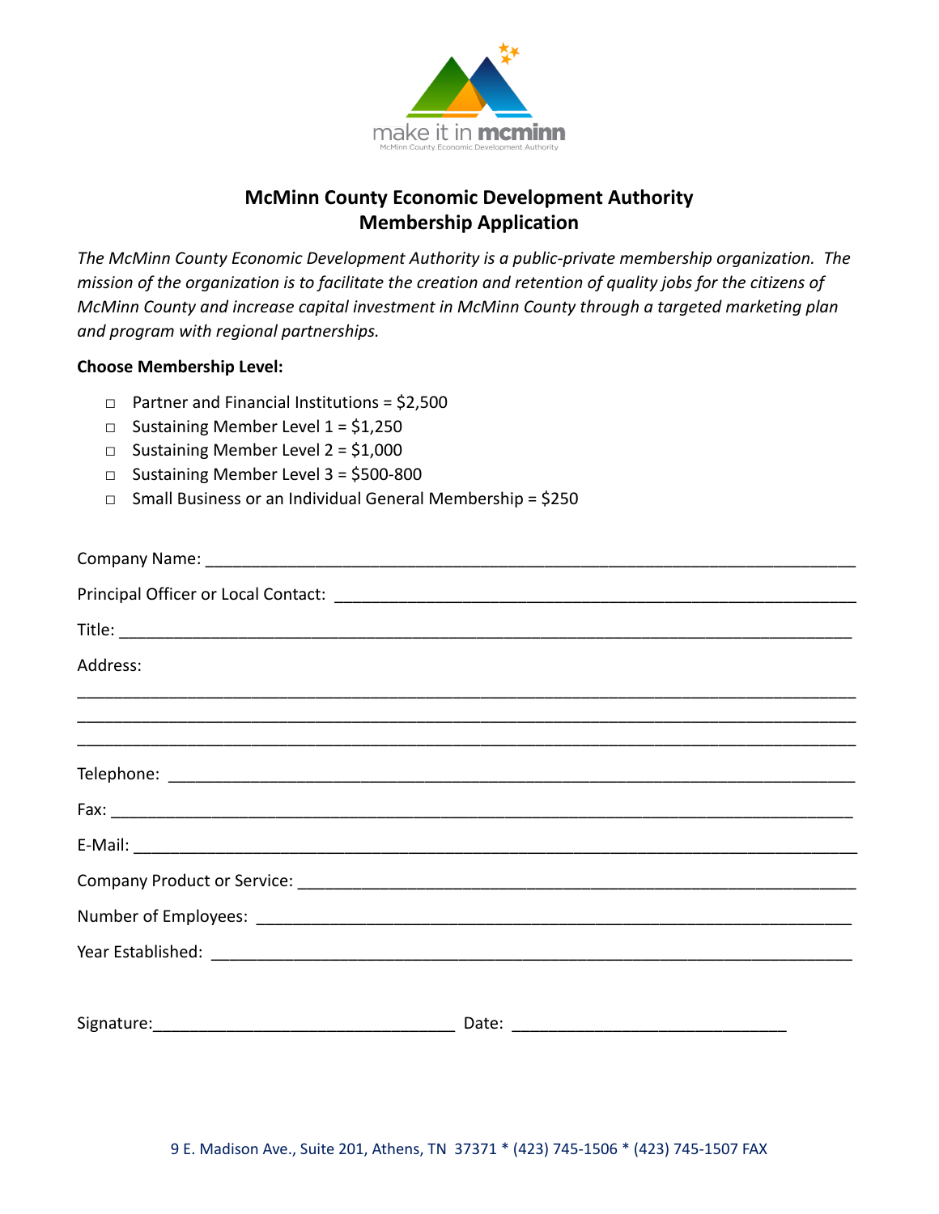make it in mcminn

McMinn County Economic Development Authority

# McMinn County Economic Development Authority
# Membership Application

*The McMinn County Economic Development Authority is a public-private membership organization. The mission of the organization is to facilitate the creation and retention of quality jobs for the citizens of McMinn County and increase capital investment in McMinn County through a targeted marketing plan and program with regional partnerships.*

**Choose Membership Level:**

- ☐ Partner and Financial Institutions = $2,500
- ☐ Sustaining Member Level 1 = $1,250
- ☐ Sustaining Member Level 2 = $1,000
- ☐ Sustaining Member Level 3 = $500-800
- ☐ Small Business or an Individual General Membership = $250

Company Name: ____________________________________________________________

Principal Officer or Local Contact: ______________________________________________

Title: ____________________________________________________________________

Address:

__________________________________________________________________________

__________________________________________________________________________

__________________________________________________________________________

Telephone: ________________________________________________________________

Fax: _____________________________________________________________________

E-Mail: ___________________________________________________________________

Company Product or Service: _________________________________________________

Number of Employees: _______________________________________________________

Year Established: ___________________________________________________________

Signature:_________________________________ Date: ______________________________

9 E. Madison Ave., Suite 201, Athens, TN 37371 * (423) 745-1506 * (423) 745-1507 FAX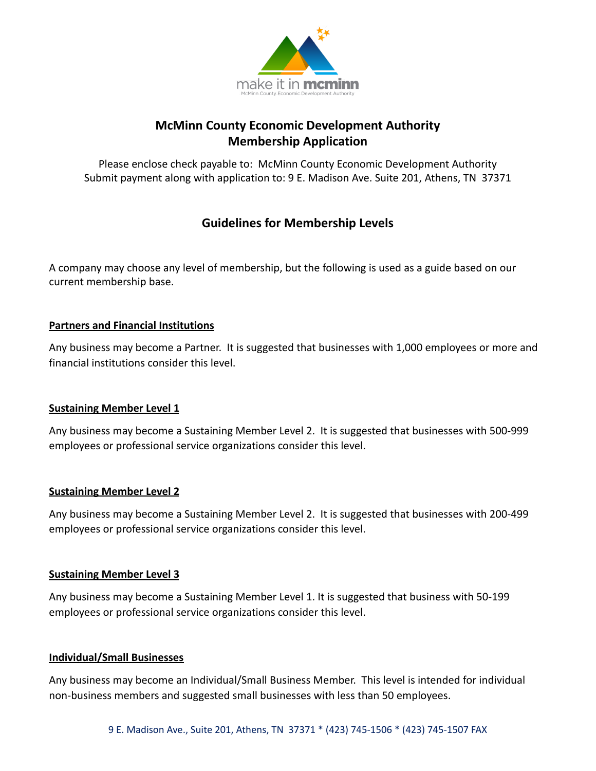# McMinn County Economic Development Authority
# Membership Application

Please enclose check payable to: McMinn County Economic Development Authority
Submit payment along with application to: 9 E. Madison Ave. Suite 201, Athens, TN 37371

## Guidelines for Membership Levels

A company may choose any level of membership, but the following is used as a guide based on our current membership base.

**Partners and Financial Institutions**

Any business may become a Partner. It is suggested that businesses with 1,000 employees or more and financial institutions consider this level.

**Sustaining Member Level 1**

Any business may become a Sustaining Member Level 2. It is suggested that businesses with 500-999 employees or professional service organizations consider this level.

**Sustaining Member Level 2**

Any business may become a Sustaining Member Level 2. It is suggested that businesses with 200-499 employees or professional service organizations consider this level.

**Sustaining Member Level 3**

Any business may become a Sustaining Member Level 1. It is suggested that business with 50-199 employees or professional service organizations consider this level.

**Individual/Small Businesses**

Any business may become an Individual/Small Business Member. This level is intended for individual non-business members and suggested small businesses with less than 50 employees.

9 E. Madison Ave., Suite 201, Athens, TN 37371 * (423) 745-1506 * (423) 745-1507 FAX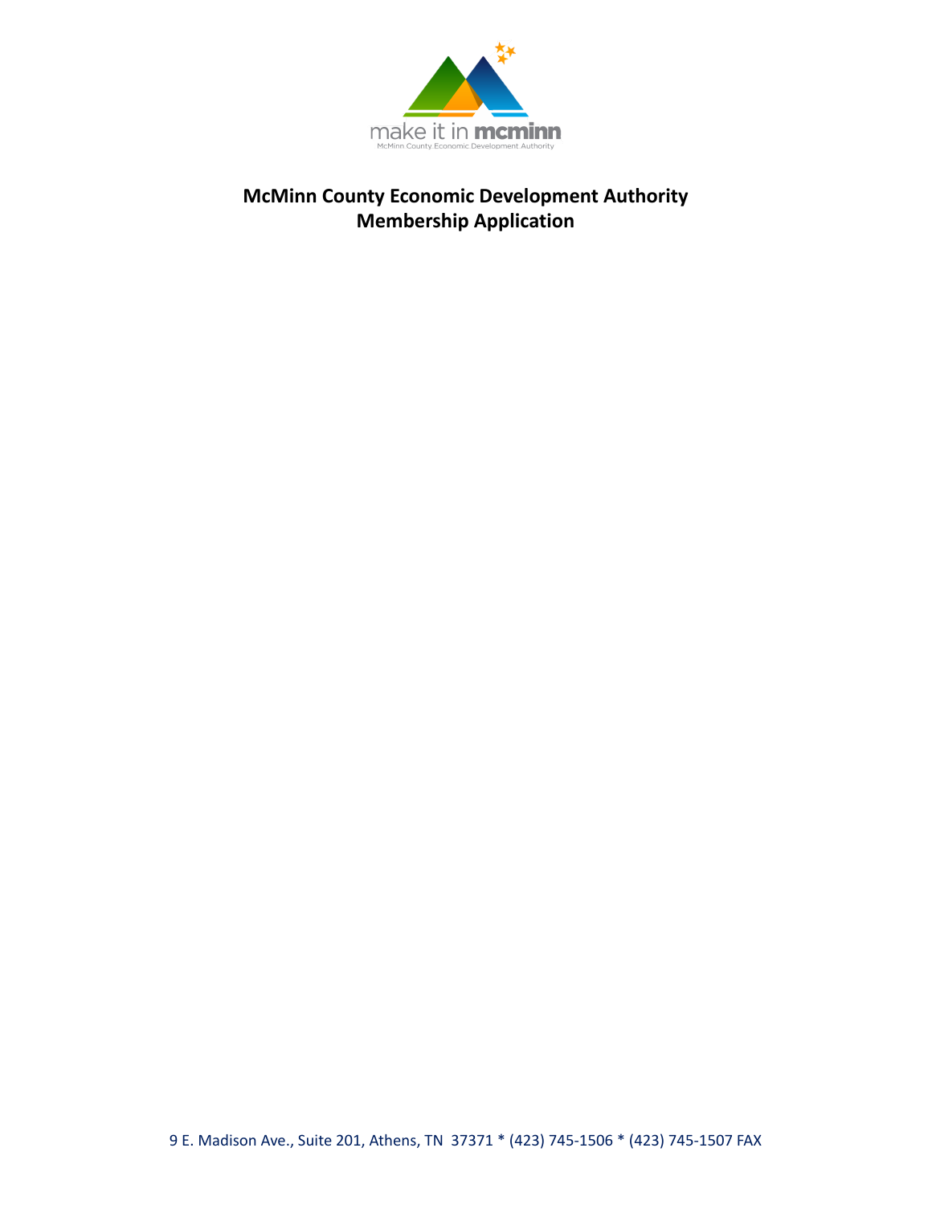# McMinn County Economic Development Authority
# Membership Application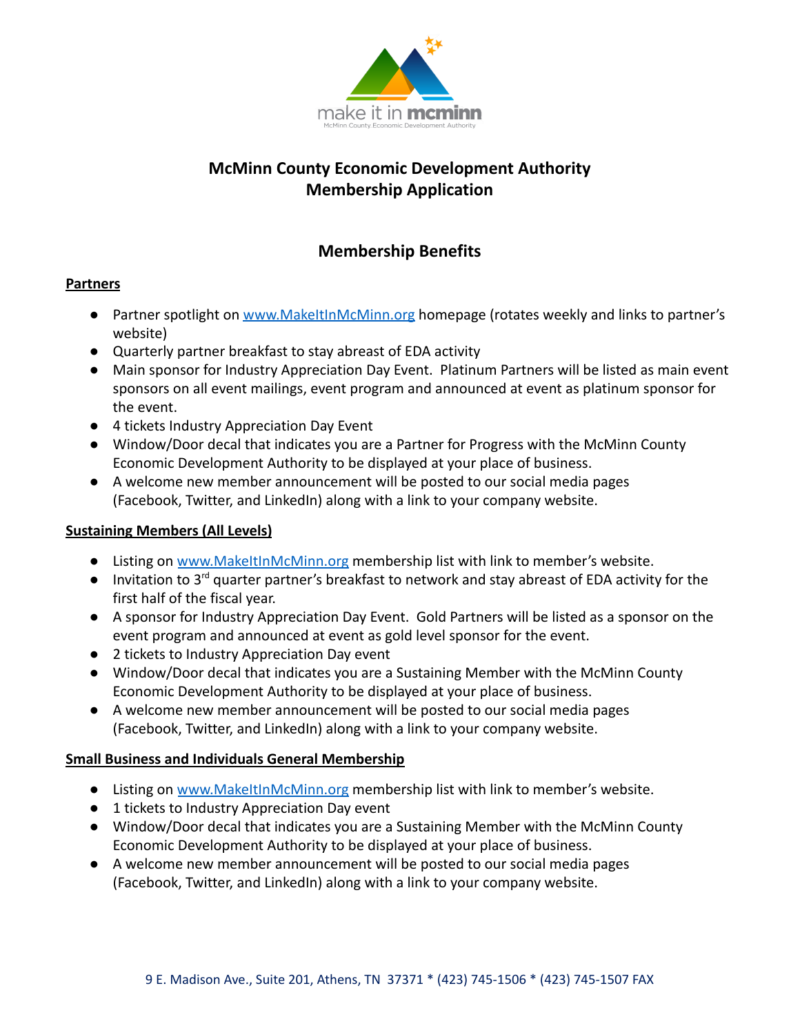make it in mcminn
McMinn County Economic Development Authority

# McMinn County Economic Development Authority
# Membership Application

## Membership Benefits

**Partners**

- Partner spotlight on www.MakeItInMcMinn.org homepage (rotates weekly and links to partner's website)
- Quarterly partner breakfast to stay abreast of EDA activity
- Main sponsor for Industry Appreciation Day Event. Platinum Partners will be listed as main event sponsors on all event mailings, event program and announced at event as platinum sponsor for the event.
- 4 tickets Industry Appreciation Day Event
- Window/Door decal that indicates you are a Partner for Progress with the McMinn County Economic Development Authority to be displayed at your place of business.
- A welcome new member announcement will be posted to our social media pages (Facebook, Twitter, and LinkedIn) along with a link to your company website.

**Sustaining Members (All Levels)**

- Listing on www.MakeItInMcMinn.org membership list with link to member's website.
- Invitation to 3rd quarter partner's breakfast to network and stay abreast of EDA activity for the first half of the fiscal year.
- A sponsor for Industry Appreciation Day Event. Gold Partners will be listed as a sponsor on the event program and announced at event as gold level sponsor for the event.
- 2 tickets to Industry Appreciation Day event
- Window/Door decal that indicates you are a Sustaining Member with the McMinn County Economic Development Authority to be displayed at your place of business.
- A welcome new member announcement will be posted to our social media pages (Facebook, Twitter, and LinkedIn) along with a link to your company website.

**Small Business and Individuals General Membership**

- Listing on www.MakeItInMcMinn.org membership list with link to member's website.
- 1 tickets to Industry Appreciation Day event
- Window/Door decal that indicates you are a Sustaining Member with the McMinn County Economic Development Authority to be displayed at your place of business.
- A welcome new member announcement will be posted to our social media pages (Facebook, Twitter, and LinkedIn) along with a link to your company website.

9 E. Madison Ave., Suite 201, Athens, TN 37371 * (423) 745-1506 * (423) 745-1507 FAX